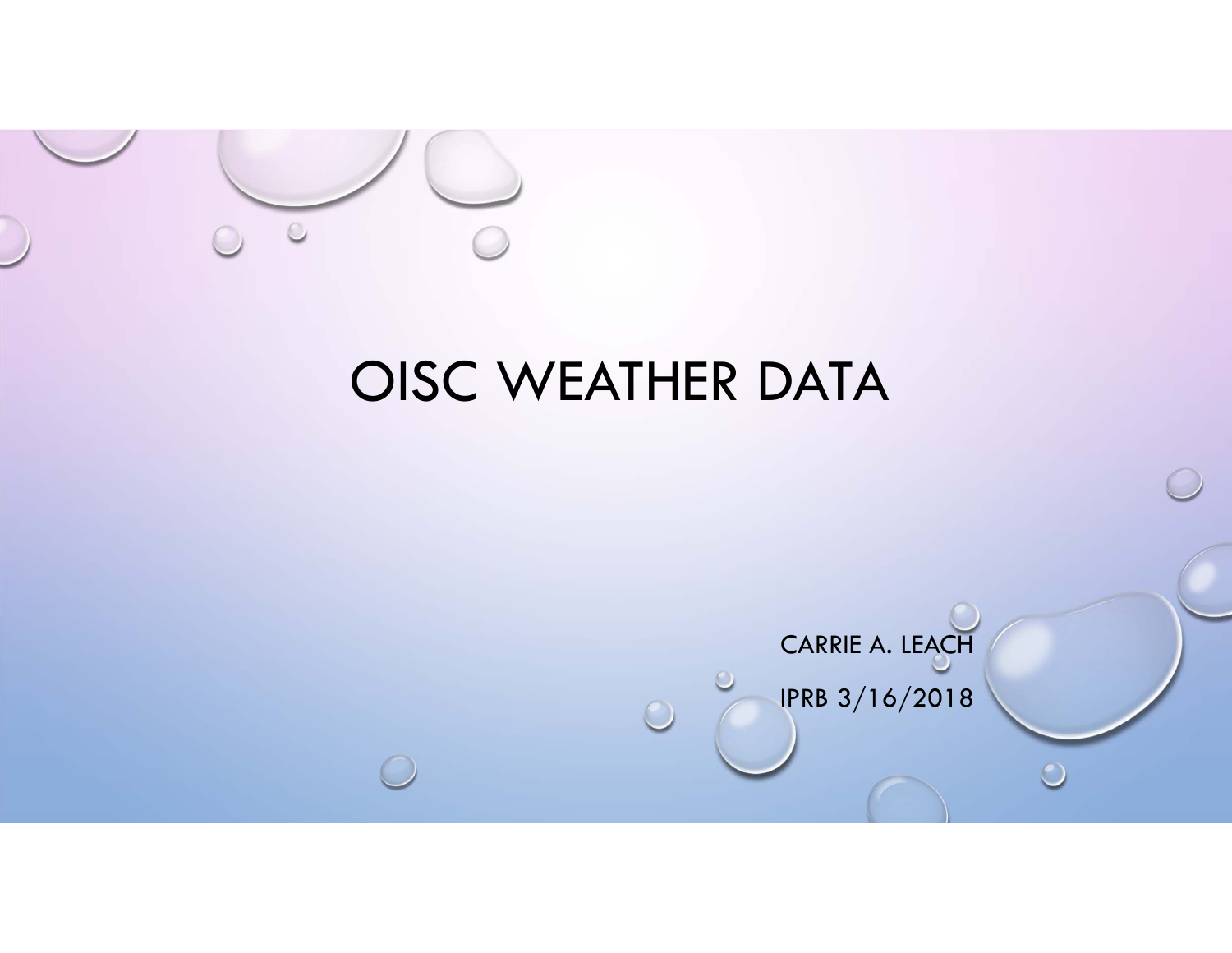# OISC WEATHER DATA

CARRIE A. LEACH

IPRB 3/16/2018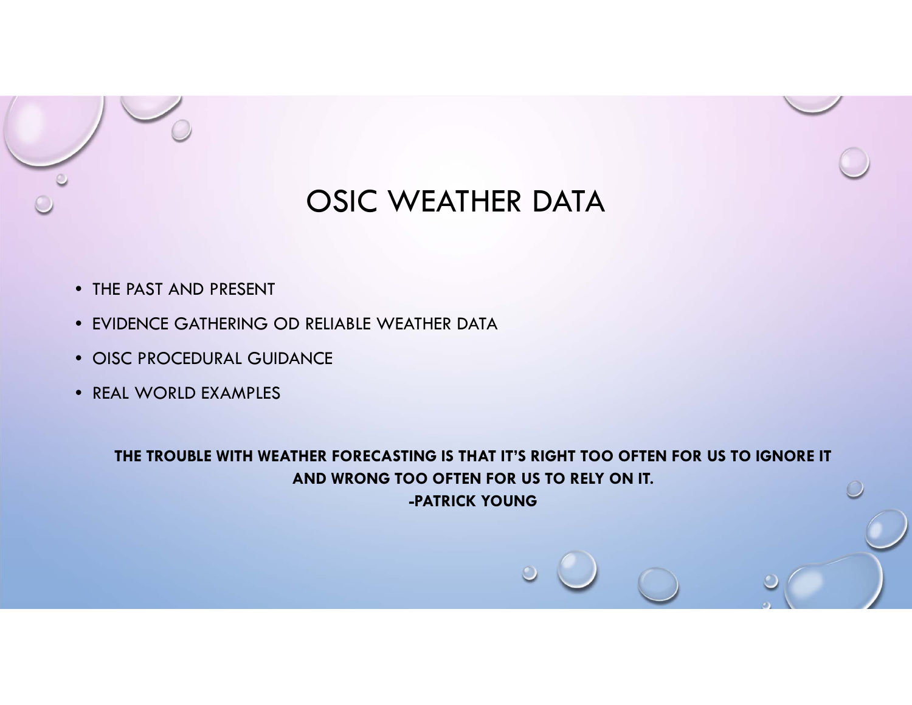# OSIC WEATHER DATA

- THE PAST AND PRESENT
- EVIDENCE GATHERING OD RELIABLE WEATHER DATA
- OISC PROCEDURAL GUIDANCE
- REAL WORLD EXAMPLES

**THE TROUBLE WITH WEATHER FORECASTING IS THAT IT'S RIGHT TOO OFTEN FOR US TO IGNORE IT AND WRONG TOO OFTEN FOR US TO RELY ON IT.**
**-PATRICK YOUNG**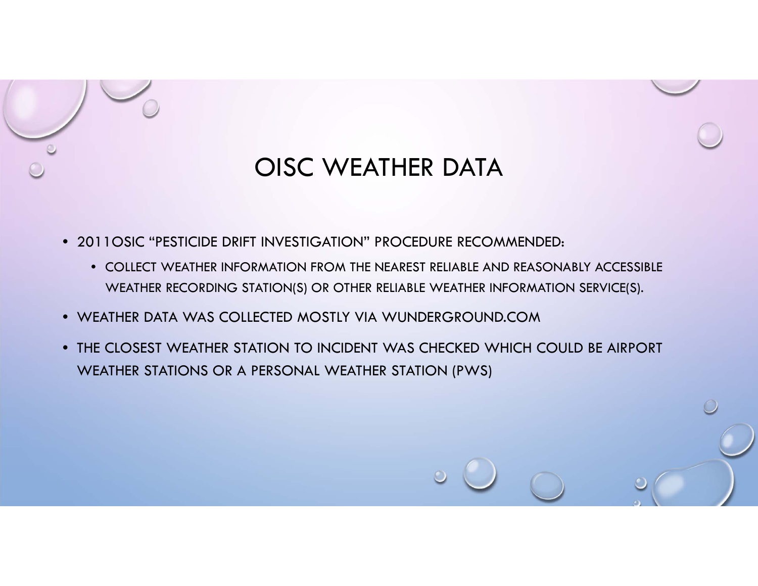# OISC WEATHER DATA

- 2011OSIC "PESTICIDE DRIFT INVESTIGATION" PROCEDURE RECOMMENDED:
  - COLLECT WEATHER INFORMATION FROM THE NEAREST RELIABLE AND REASONABLY ACCESSIBLE WEATHER RECORDING STATION(S) OR OTHER RELIABLE WEATHER INFORMATION SERVICE(S).
- WEATHER DATA WAS COLLECTED MOSTLY VIA WUNDERGROUND.COM
- THE CLOSEST WEATHER STATION TO INCIDENT WAS CHECKED WHICH COULD BE AIRPORT WEATHER STATIONS OR A PERSONAL WEATHER STATION (PWS)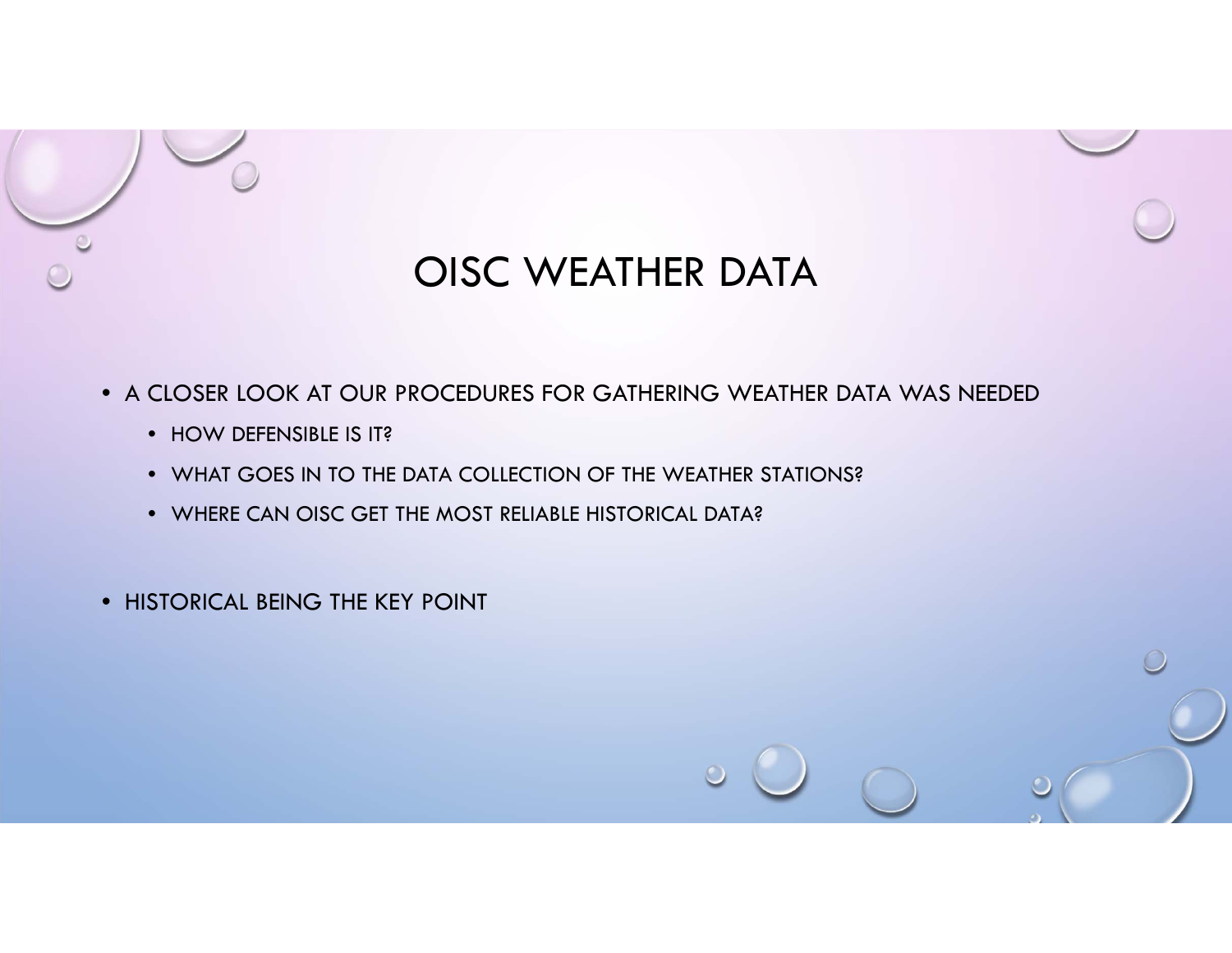# OISC WEATHER DATA

- A CLOSER LOOK AT OUR PROCEDURES FOR GATHERING WEATHER DATA WAS NEEDED
  - HOW DEFENSIBLE IS IT?
  - WHAT GOES IN TO THE DATA COLLECTION OF THE WEATHER STATIONS?
  - WHERE CAN OISC GET THE MOST RELIABLE HISTORICAL DATA?
- HISTORICAL BEING THE KEY POINT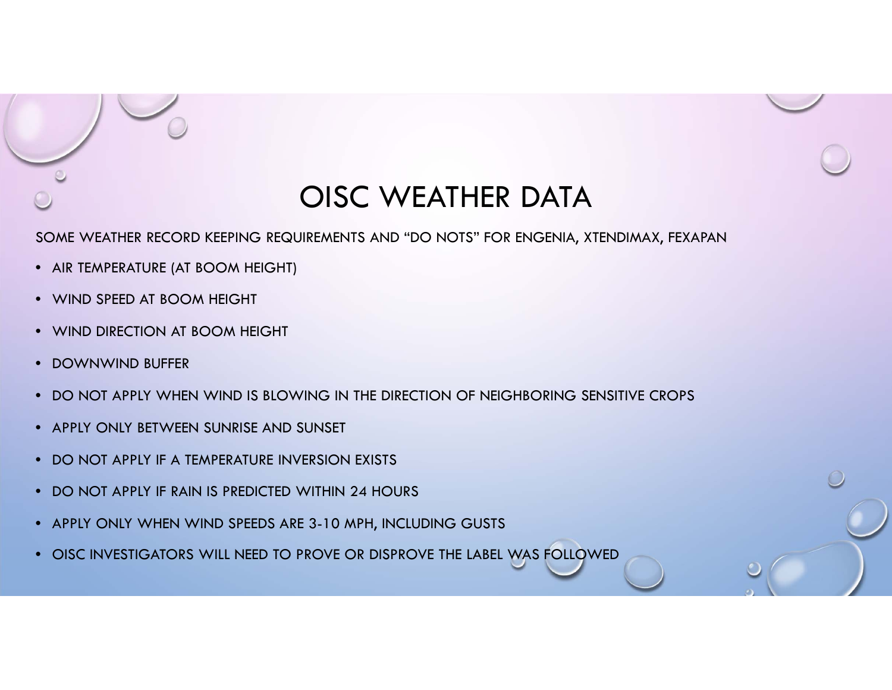# OISC WEATHER DATA

SOME WEATHER RECORD KEEPING REQUIREMENTS AND “DO NOTS” FOR ENGENIA, XTENDIMAX, FEXAPAN

- AIR TEMPERATURE (AT BOOM HEIGHT)
- WIND SPEED AT BOOM HEIGHT
- WIND DIRECTION AT BOOM HEIGHT
- DOWNWIND BUFFER
- DO NOT APPLY WHEN WIND IS BLOWING IN THE DIRECTION OF NEIGHBORING SENSITIVE CROPS
- APPLY ONLY BETWEEN SUNRISE AND SUNSET
- DO NOT APPLY IF A TEMPERATURE INVERSION EXISTS
- DO NOT APPLY IF RAIN IS PREDICTED WITHIN 24 HOURS
- APPLY ONLY WHEN WIND SPEEDS ARE 3-10 MPH, INCLUDING GUSTS
- OISC INVESTIGATORS WILL NEED TO PROVE OR DISPROVE THE LABEL WAS FOLLOWED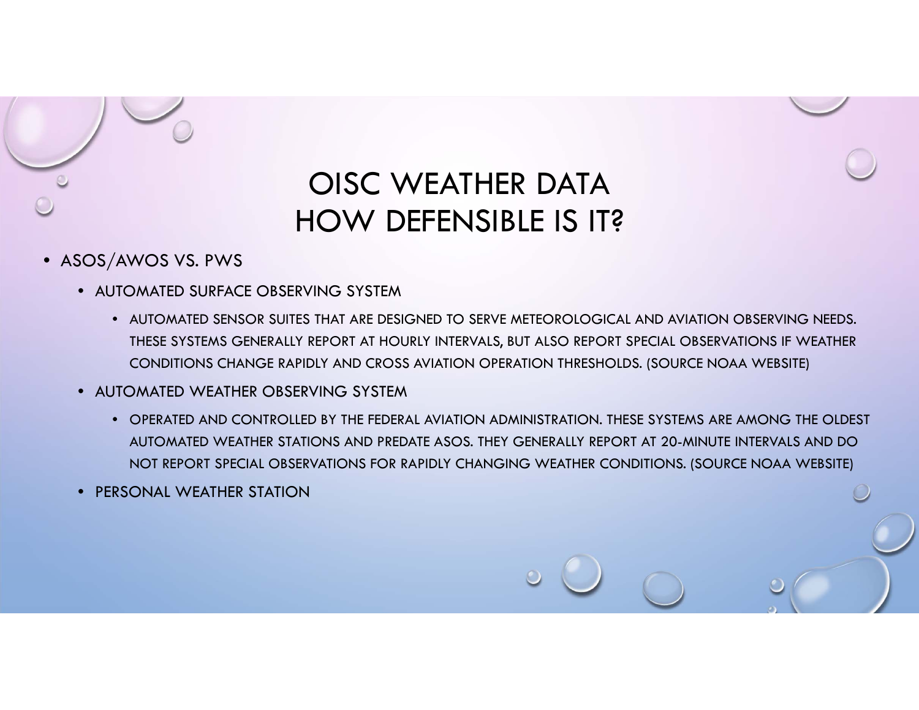# OISC WEATHER DATA HOW DEFENSIBLE IS IT?

- ASOS/AWOS VS. PWS
  - AUTOMATED SURFACE OBSERVING SYSTEM
    - AUTOMATED SENSOR SUITES THAT ARE DESIGNED TO SERVE METEOROLOGICAL AND AVIATION OBSERVING NEEDS. THESE SYSTEMS GENERALLY REPORT AT HOURLY INTERVALS, BUT ALSO REPORT SPECIAL OBSERVATIONS IF WEATHER CONDITIONS CHANGE RAPIDLY AND CROSS AVIATION OPERATION THRESHOLDS. (SOURCE NOAA WEBSITE)
  - AUTOMATED WEATHER OBSERVING SYSTEM
    - OPERATED AND CONTROLLED BY THE FEDERAL AVIATION ADMINISTRATION. THESE SYSTEMS ARE AMONG THE OLDEST AUTOMATED WEATHER STATIONS AND PREDATE ASOS. THEY GENERALLY REPORT AT 20-MINUTE INTERVALS AND DO NOT REPORT SPECIAL OBSERVATIONS FOR RAPIDLY CHANGING WEATHER CONDITIONS. (SOURCE NOAA WEBSITE)
  - PERSONAL WEATHER STATION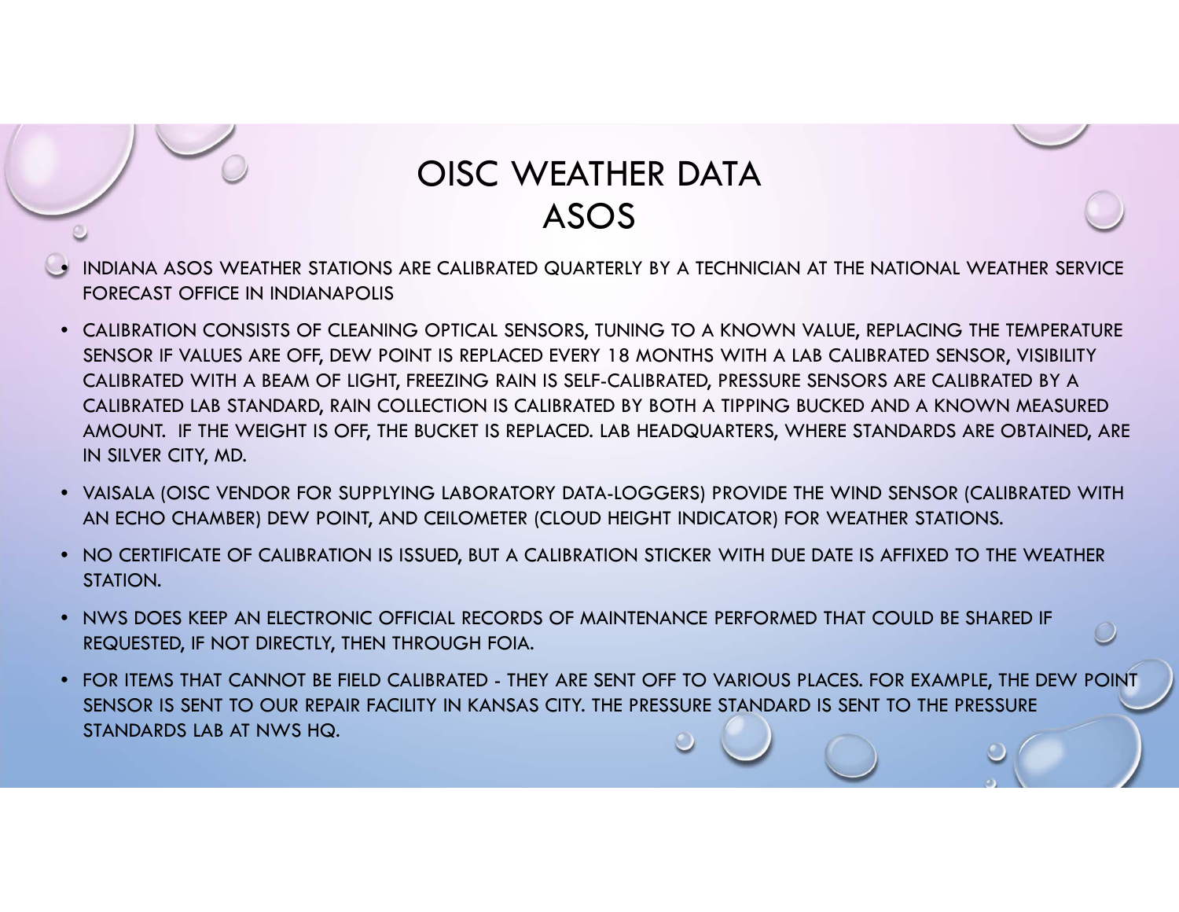# OISC WEATHER DATA
## ASOS

- INDIANA ASOS WEATHER STATIONS ARE CALIBRATED QUARTERLY BY A TECHNICIAN AT THE NATIONAL WEATHER SERVICE FORECAST OFFICE IN INDIANAPOLIS
- CALIBRATION CONSISTS OF CLEANING OPTICAL SENSORS, TUNING TO A KNOWN VALUE, REPLACING THE TEMPERATURE SENSOR IF VALUES ARE OFF, DEW POINT IS REPLACED EVERY 18 MONTHS WITH A LAB CALIBRATED SENSOR, VISIBILITY CALIBRATED WITH A BEAM OF LIGHT, FREEZING RAIN IS SELF-CALIBRATED, PRESSURE SENSORS ARE CALIBRATED BY A CALIBRATED LAB STANDARD, RAIN COLLECTION IS CALIBRATED BY BOTH A TIPPING BUCKED AND A KNOWN MEASURED AMOUNT. IF THE WEIGHT IS OFF, THE BUCKET IS REPLACED. LAB HEADQUARTERS, WHERE STANDARDS ARE OBTAINED, ARE IN SILVER CITY, MD.
- VAISALA (OISC VENDOR FOR SUPPLYING LABORATORY DATA-LOGGERS) PROVIDE THE WIND SENSOR (CALIBRATED WITH AN ECHO CHAMBER) DEW POINT, AND CEILOMETER (CLOUD HEIGHT INDICATOR) FOR WEATHER STATIONS.
- NO CERTIFICATE OF CALIBRATION IS ISSUED, BUT A CALIBRATION STICKER WITH DUE DATE IS AFFIXED TO THE WEATHER STATION.
- NWS DOES KEEP AN ELECTRONIC OFFICIAL RECORDS OF MAINTENANCE PERFORMED THAT COULD BE SHARED IF REQUESTED, IF NOT DIRECTLY, THEN THROUGH FOIA.
- FOR ITEMS THAT CANNOT BE FIELD CALIBRATED - THEY ARE SENT OFF TO VARIOUS PLACES. FOR EXAMPLE, THE DEW POINT SENSOR IS SENT TO OUR REPAIR FACILITY IN KANSAS CITY. THE PRESSURE STANDARD IS SENT TO THE PRESSURE STANDARDS LAB AT NWS HQ.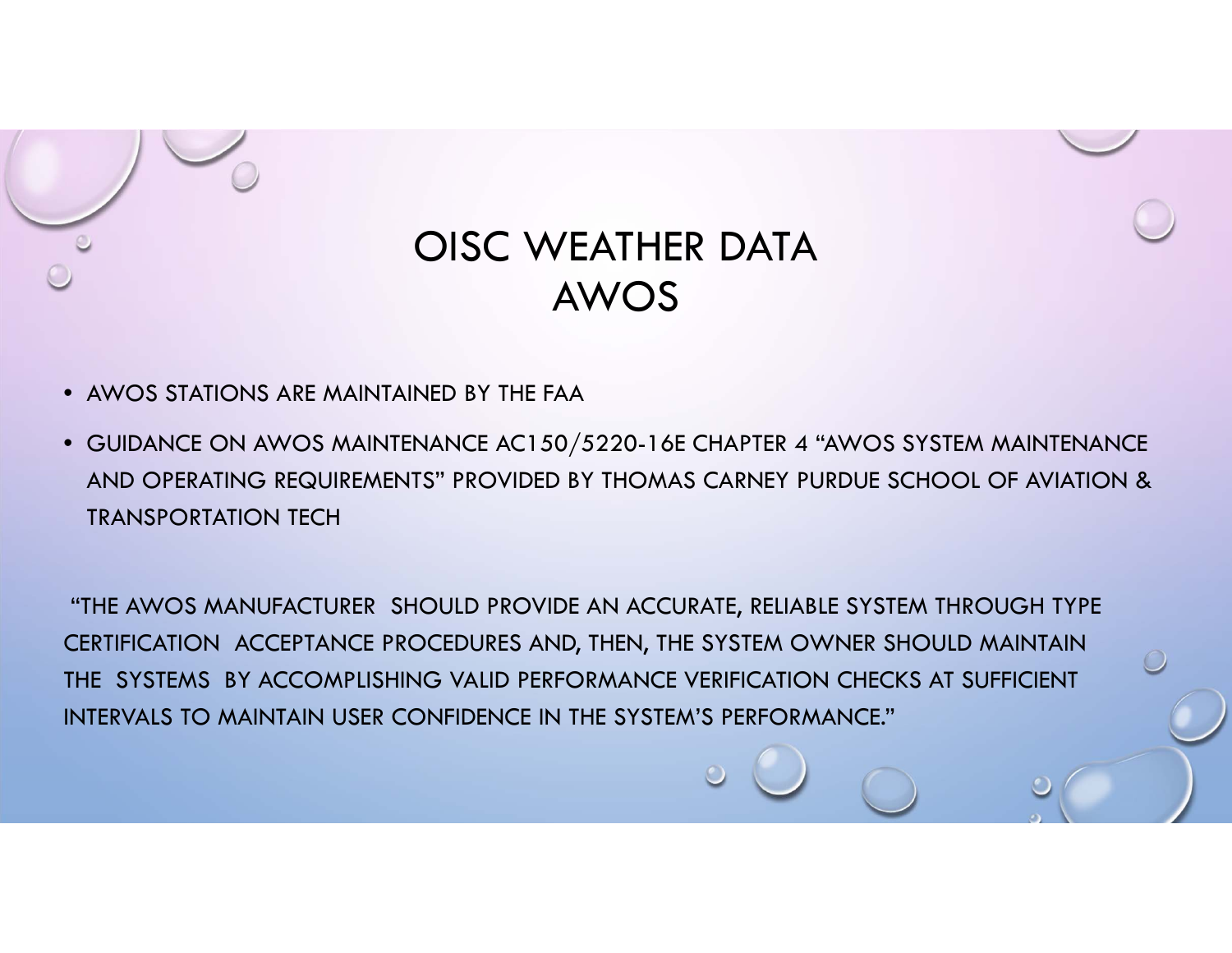# OISC WEATHER DATA
# AWOS

- AWOS STATIONS ARE MAINTAINED BY THE FAA
- GUIDANCE ON AWOS MAINTENANCE AC150/5220-16E CHAPTER 4 "AWOS SYSTEM MAINTENANCE AND OPERATING REQUIREMENTS" PROVIDED BY THOMAS CARNEY PURDUE SCHOOL OF AVIATION & TRANSPORTATION TECH

"THE AWOS MANUFACTURER SHOULD PROVIDE AN ACCURATE, RELIABLE SYSTEM THROUGH TYPE CERTIFICATION ACCEPTANCE PROCEDURES AND, THEN, THE SYSTEM OWNER SHOULD MAINTAIN THE SYSTEMS BY ACCOMPLISHING VALID PERFORMANCE VERIFICATION CHECKS AT SUFFICIENT INTERVALS TO MAINTAIN USER CONFIDENCE IN THE SYSTEM'S PERFORMANCE."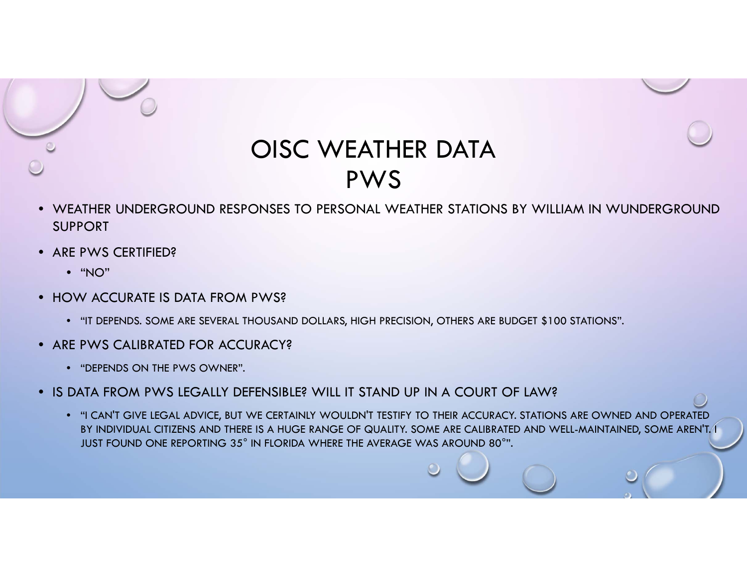# OISC WEATHER DATA
# PWS

- WEATHER UNDERGROUND RESPONSES TO PERSONAL WEATHER STATIONS BY WILLIAM IN WUNDERGROUND SUPPORT
- ARE PWS CERTIFIED?
  - "NO"
- HOW ACCURATE IS DATA FROM PWS?
  - "IT DEPENDS. SOME ARE SEVERAL THOUSAND DOLLARS, HIGH PRECISION, OTHERS ARE BUDGET $100 STATIONS".
- ARE PWS CALIBRATED FOR ACCURACY?
  - "DEPENDS ON THE PWS OWNER".
- IS DATA FROM PWS LEGALLY DEFENSIBLE? WILL IT STAND UP IN A COURT OF LAW?
  - "I CAN'T GIVE LEGAL ADVICE, BUT WE CERTAINLY WOULDN'T TESTIFY TO THEIR ACCURACY. STATIONS ARE OWNED AND OPERATED BY INDIVIDUAL CITIZENS AND THERE IS A HUGE RANGE OF QUALITY. SOME ARE CALIBRATED AND WELL-MAINTAINED, SOME AREN'T. I JUST FOUND ONE REPORTING 35° IN FLORIDA WHERE THE AVERAGE WAS AROUND 80°".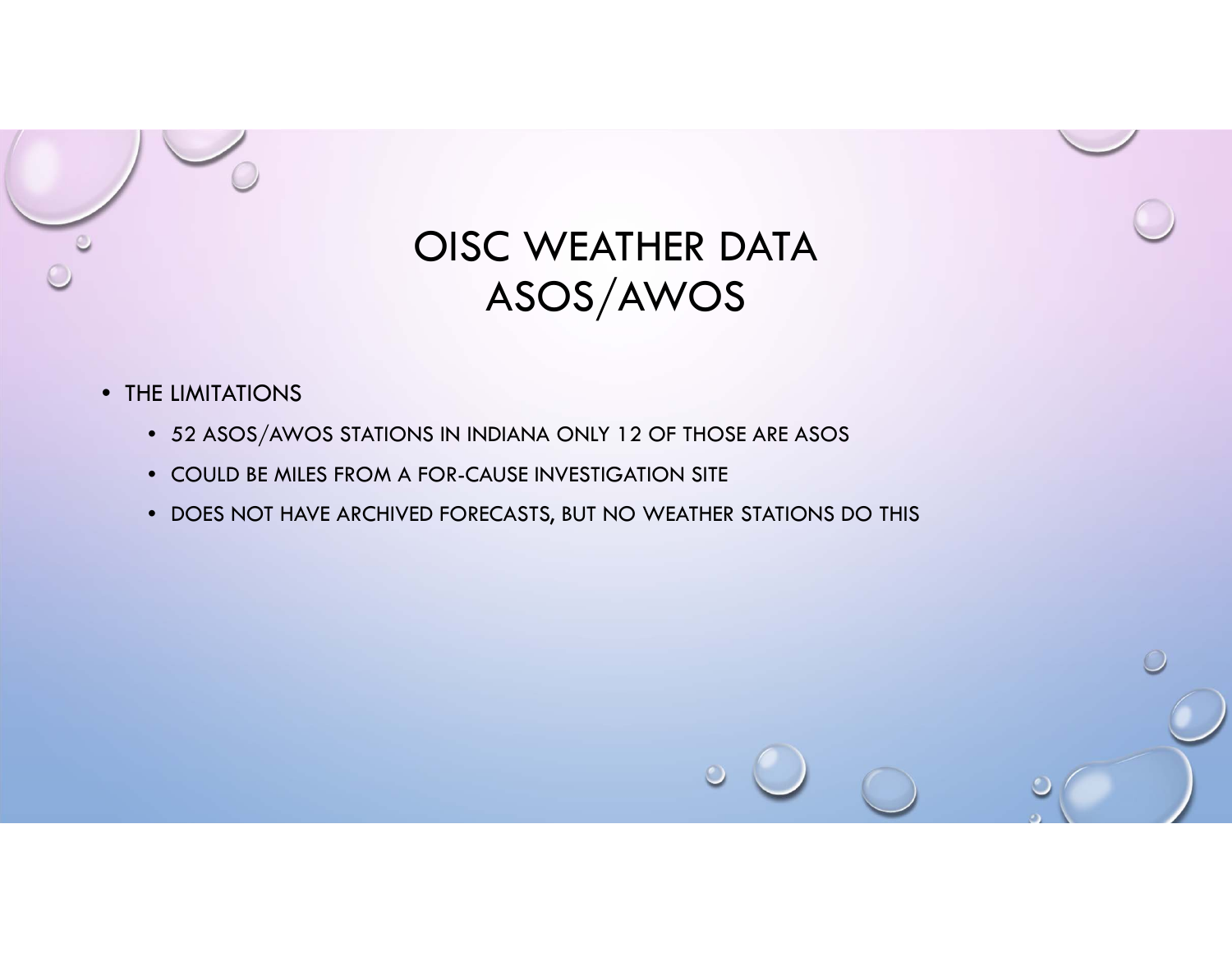# OISC WEATHER DATA ASOS/AWOS

- THE LIMITATIONS
  - 52 ASOS/AWOS STATIONS IN INDIANA ONLY 12 OF THOSE ARE ASOS
  - COULD BE MILES FROM A FOR-CAUSE INVESTIGATION SITE
  - DOES NOT HAVE ARCHIVED FORECASTS, BUT NO WEATHER STATIONS DO THIS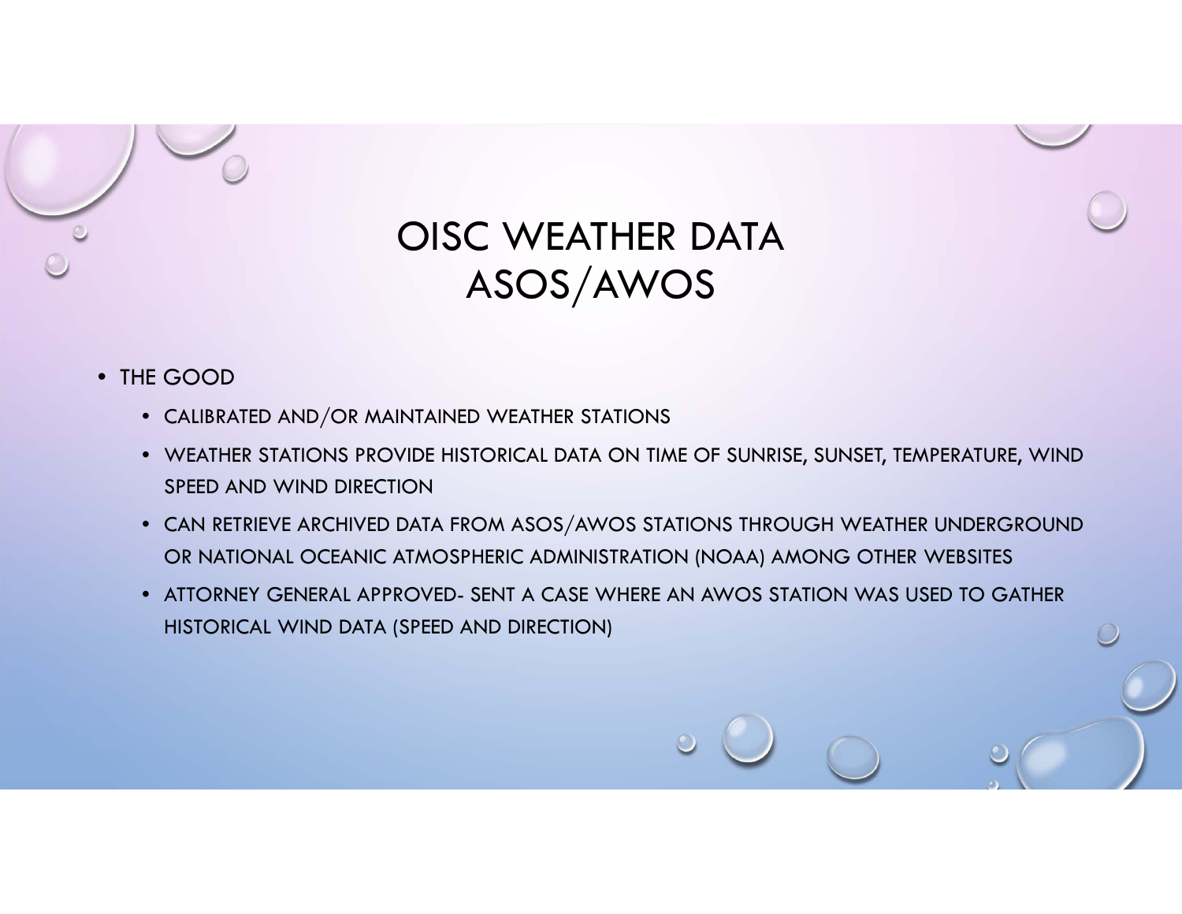# OISC WEATHER DATA
# ASOS/AWOS

- THE GOOD
  - CALIBRATED AND/OR MAINTAINED WEATHER STATIONS
  - WEATHER STATIONS PROVIDE HISTORICAL DATA ON TIME OF SUNRISE, SUNSET, TEMPERATURE, WIND SPEED AND WIND DIRECTION
  - CAN RETRIEVE ARCHIVED DATA FROM ASOS/AWOS STATIONS THROUGH WEATHER UNDERGROUND OR NATIONAL OCEANIC ATMOSPHERIC ADMINISTRATION (NOAA) AMONG OTHER WEBSITES
  - ATTORNEY GENERAL APPROVED- SENT A CASE WHERE AN AWOS STATION WAS USED TO GATHER HISTORICAL WIND DATA (SPEED AND DIRECTION)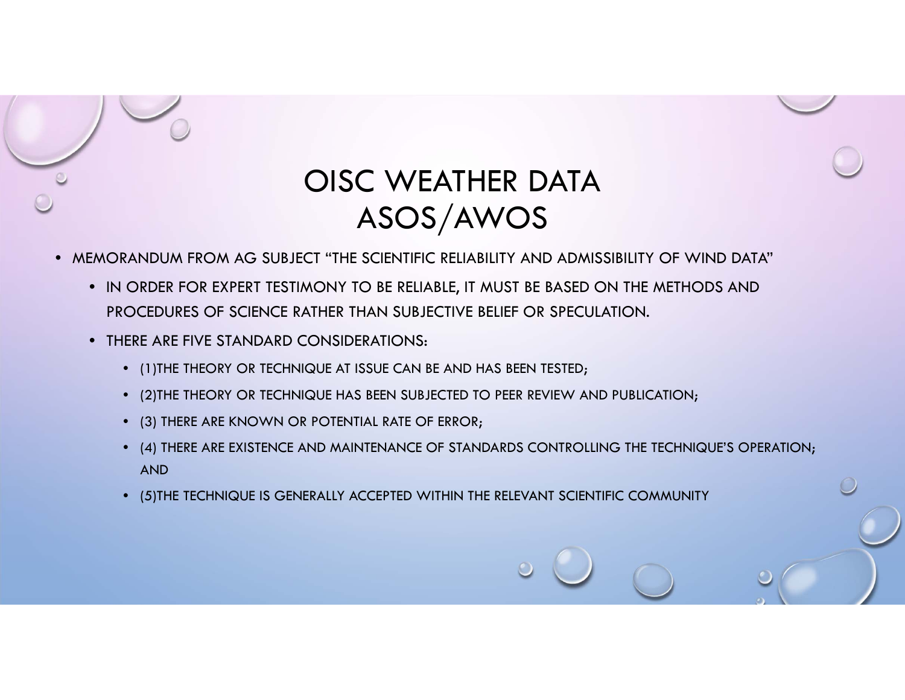# OISC WEATHER DATA ASOS/AWOS

- MEMORANDUM FROM AG SUBJECT "THE SCIENTIFIC RELIABILITY AND ADMISSIBILITY OF WIND DATA"
  - IN ORDER FOR EXPERT TESTIMONY TO BE RELIABLE, IT MUST BE BASED ON THE METHODS AND PROCEDURES OF SCIENCE RATHER THAN SUBJECTIVE BELIEF OR SPECULATION.
  - THERE ARE FIVE STANDARD CONSIDERATIONS:
    - (1)THE THEORY OR TECHNIQUE AT ISSUE CAN BE AND HAS BEEN TESTED;
    - (2)THE THEORY OR TECHNIQUE HAS BEEN SUBJECTED TO PEER REVIEW AND PUBLICATION;
    - (3) THERE ARE KNOWN OR POTENTIAL RATE OF ERROR;
    - (4) THERE ARE EXISTENCE AND MAINTENANCE OF STANDARDS CONTROLLING THE TECHNIQUE'S OPERATION; AND
    - (5)THE TECHNIQUE IS GENERALLY ACCEPTED WITHIN THE RELEVANT SCIENTIFIC COMMUNITY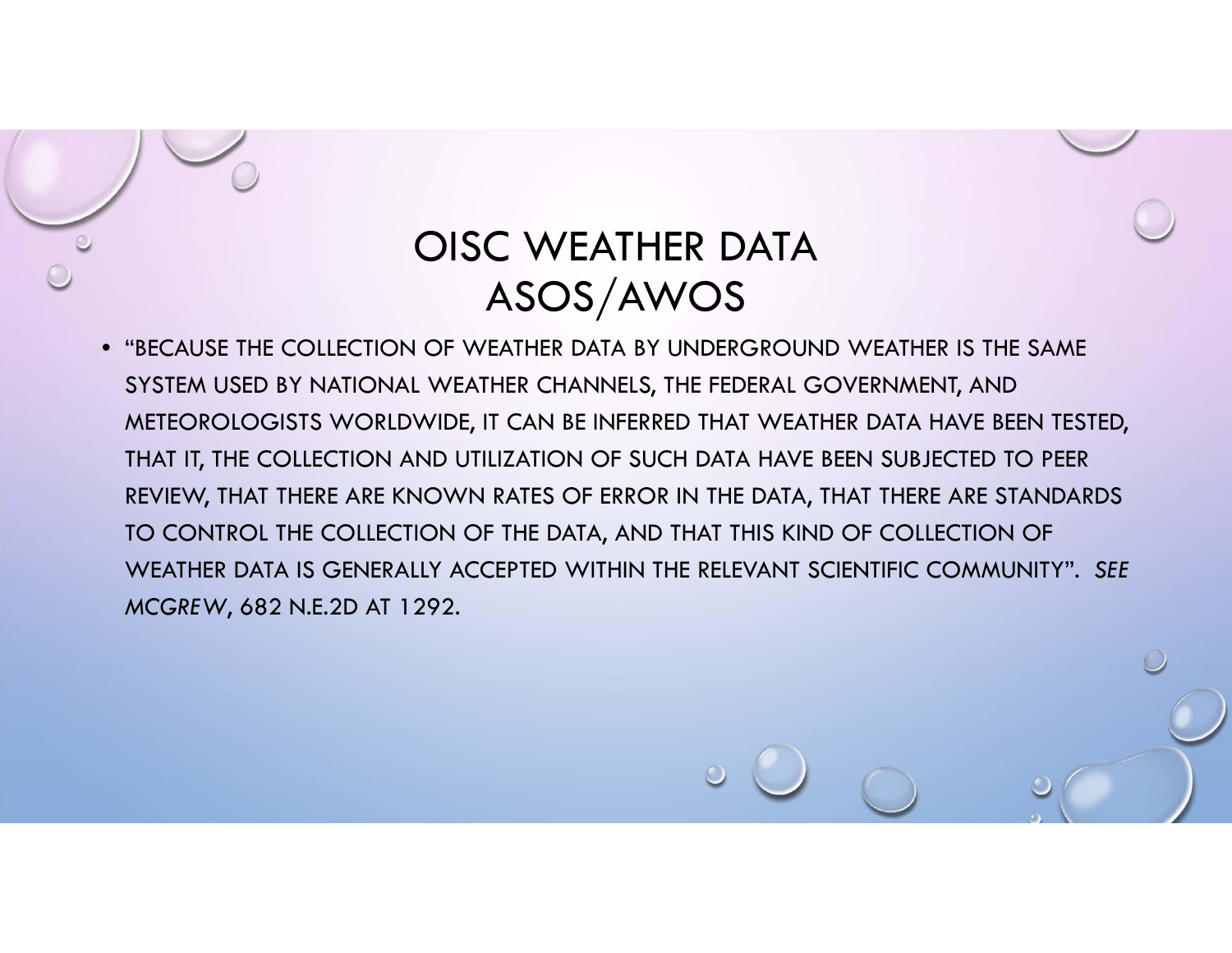# OISC WEATHER DATA ASOS/AWOS

- "BECAUSE THE COLLECTION OF WEATHER DATA BY UNDERGROUND WEATHER IS THE SAME SYSTEM USED BY NATIONAL WEATHER CHANNELS, THE FEDERAL GOVERNMENT, AND METEOROLOGISTS WORLDWIDE, IT CAN BE INFERRED THAT WEATHER DATA HAVE BEEN TESTED, THAT IT, THE COLLECTION AND UTILIZATION OF SUCH DATA HAVE BEEN SUBJECTED TO PEER REVIEW, THAT THERE ARE KNOWN RATES OF ERROR IN THE DATA, THAT THERE ARE STANDARDS TO CONTROL THE COLLECTION OF THE DATA, AND THAT THIS KIND OF COLLECTION OF WEATHER DATA IS GENERALLY ACCEPTED WITHIN THE RELEVANT SCIENTIFIC COMMUNITY". *SEE MCGREW*, 682 N.E.2D AT 1292.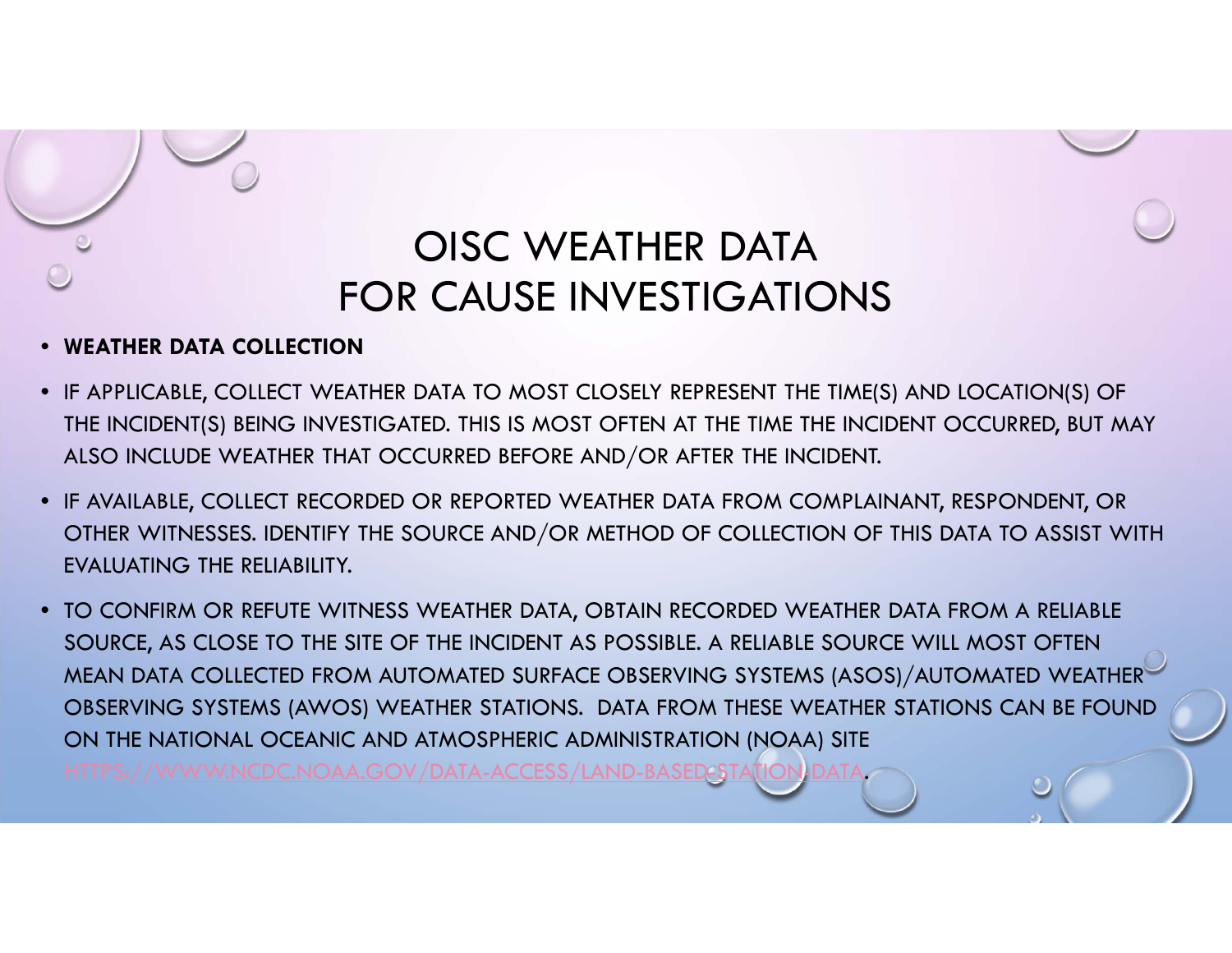# OISC WEATHER DATA FOR CAUSE INVESTIGATIONS

- **WEATHER DATA COLLECTION**
- IF APPLICABLE, COLLECT WEATHER DATA TO MOST CLOSELY REPRESENT THE TIME(S) AND LOCATION(S) OF THE INCIDENT(S) BEING INVESTIGATED. THIS IS MOST OFTEN AT THE TIME THE INCIDENT OCCURRED, BUT MAY ALSO INCLUDE WEATHER THAT OCCURRED BEFORE AND/OR AFTER THE INCIDENT.
- IF AVAILABLE, COLLECT RECORDED OR REPORTED WEATHER DATA FROM COMPLAINANT, RESPONDENT, OR OTHER WITNESSES. IDENTIFY THE SOURCE AND/OR METHOD OF COLLECTION OF THIS DATA TO ASSIST WITH EVALUATING THE RELIABILITY.
- TO CONFIRM OR REFUTE WITNESS WEATHER DATA, OBTAIN RECORDED WEATHER DATA FROM A RELIABLE SOURCE, AS CLOSE TO THE SITE OF THE INCIDENT AS POSSIBLE. A RELIABLE SOURCE WILL MOST OFTEN MEAN DATA COLLECTED FROM AUTOMATED SURFACE OBSERVING SYSTEMS (ASOS)/AUTOMATED WEATHER OBSERVING SYSTEMS (AWOS) WEATHER STATIONS. DATA FROM THESE WEATHER STATIONS CAN BE FOUND ON THE NATIONAL OCEANIC AND ATMOSPHERIC ADMINISTRATION (NOAA) SITE HTTPS://WWW.NCDC.NOAA.GOV/DATA-ACCESS/LAND-BASED-STATION-DATA.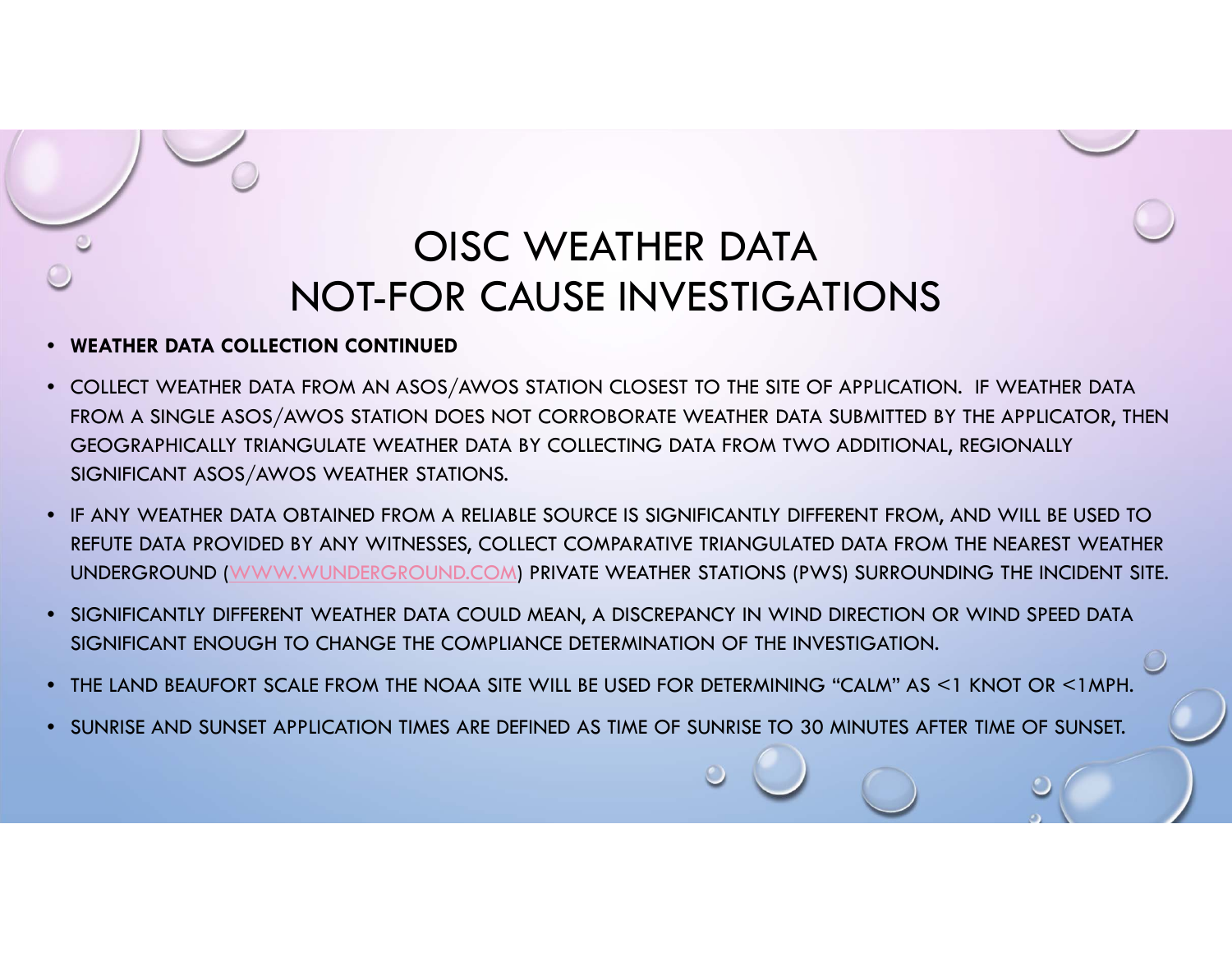# OISC WEATHER DATA
# NOT-FOR CAUSE INVESTIGATIONS

- **WEATHER DATA COLLECTION CONTINUED**
- COLLECT WEATHER DATA FROM AN ASOS/AWOS STATION CLOSEST TO THE SITE OF APPLICATION. IF WEATHER DATA FROM A SINGLE ASOS/AWOS STATION DOES NOT CORROBORATE WEATHER DATA SUBMITTED BY THE APPLICATOR, THEN GEOGRAPHICALLY TRIANGULATE WEATHER DATA BY COLLECTING DATA FROM TWO ADDITIONAL, REGIONALLY SIGNIFICANT ASOS/AWOS WEATHER STATIONS.
- IF ANY WEATHER DATA OBTAINED FROM A RELIABLE SOURCE IS SIGNIFICANTLY DIFFERENT FROM, AND WILL BE USED TO REFUTE DATA PROVIDED BY ANY WITNESSES, COLLECT COMPARATIVE TRIANGULATED DATA FROM THE NEAREST WEATHER UNDERGROUND (WWW.WUNDERGROUND.COM) PRIVATE WEATHER STATIONS (PWS) SURROUNDING THE INCIDENT SITE.
- SIGNIFICANTLY DIFFERENT WEATHER DATA COULD MEAN, A DISCREPANCY IN WIND DIRECTION OR WIND SPEED DATA SIGNIFICANT ENOUGH TO CHANGE THE COMPLIANCE DETERMINATION OF THE INVESTIGATION.
- THE LAND BEAUFORT SCALE FROM THE NOAA SITE WILL BE USED FOR DETERMINING "CALM" AS <1 KNOT OR <1MPH.
- SUNRISE AND SUNSET APPLICATION TIMES ARE DEFINED AS TIME OF SUNRISE TO 30 MINUTES AFTER TIME OF SUNSET.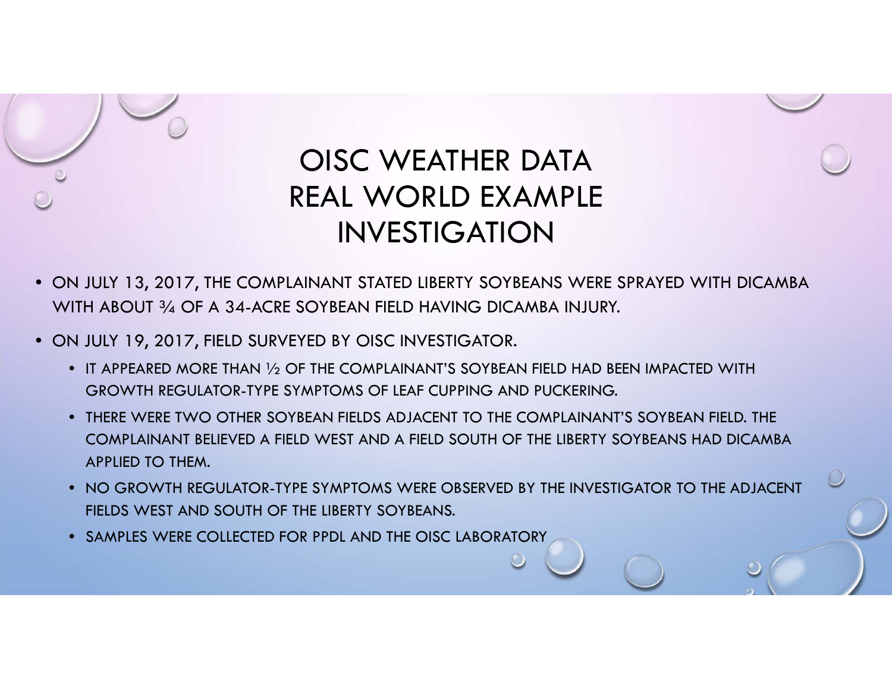# OISC WEATHER DATA REAL WORLD EXAMPLE INVESTIGATION

- ON JULY 13, 2017, THE COMPLAINANT STATED LIBERTY SOYBEANS WERE SPRAYED WITH DICAMBA WITH ABOUT ¾ OF A 34-ACRE SOYBEAN FIELD HAVING DICAMBA INJURY.
- ON JULY 19, 2017, FIELD SURVEYED BY OISC INVESTIGATOR.
  - IT APPEARED MORE THAN ½ OF THE COMPLAINANT'S SOYBEAN FIELD HAD BEEN IMPACTED WITH GROWTH REGULATOR-TYPE SYMPTOMS OF LEAF CUPPING AND PUCKERING.
  - THERE WERE TWO OTHER SOYBEAN FIELDS ADJACENT TO THE COMPLAINANT'S SOYBEAN FIELD. THE COMPLAINANT BELIEVED A FIELD WEST AND A FIELD SOUTH OF THE LIBERTY SOYBEANS HAD DICAMBA APPLIED TO THEM.
  - NO GROWTH REGULATOR-TYPE SYMPTOMS WERE OBSERVED BY THE INVESTIGATOR TO THE ADJACENT FIELDS WEST AND SOUTH OF THE LIBERTY SOYBEANS.
  - SAMPLES WERE COLLECTED FOR PPDL AND THE OISC LABORATORY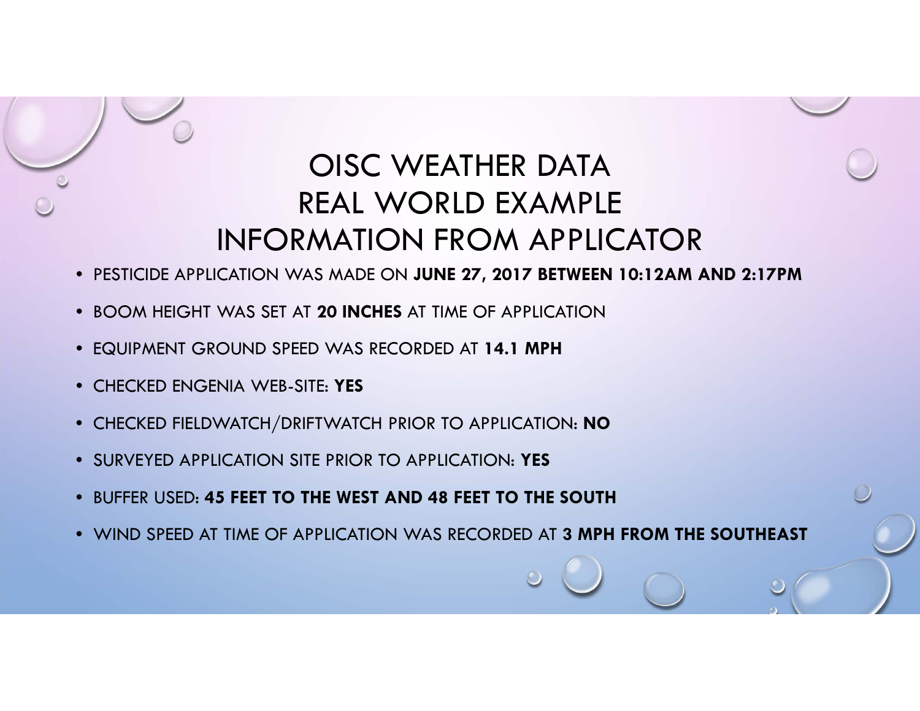# OISC WEATHER DATA
# REAL WORLD EXAMPLE
# INFORMATION FROM APPLICATOR

- PESTICIDE APPLICATION WAS MADE ON **JUNE 27, 2017 BETWEEN 10:12AM AND 2:17PM**
- BOOM HEIGHT WAS SET AT **20 INCHES** AT TIME OF APPLICATION
- EQUIPMENT GROUND SPEED WAS RECORDED AT **14.1 MPH**
- CHECKED ENGENIA WEB-SITE: **YES**
- CHECKED FIELDWATCH/DRIFTWATCH PRIOR TO APPLICATION: **NO**
- SURVEYED APPLICATION SITE PRIOR TO APPLICATION: **YES**
- BUFFER USED: **45 FEET TO THE WEST AND 48 FEET TO THE SOUTH**
- WIND SPEED AT TIME OF APPLICATION WAS RECORDED AT **3 MPH FROM THE SOUTHEAST**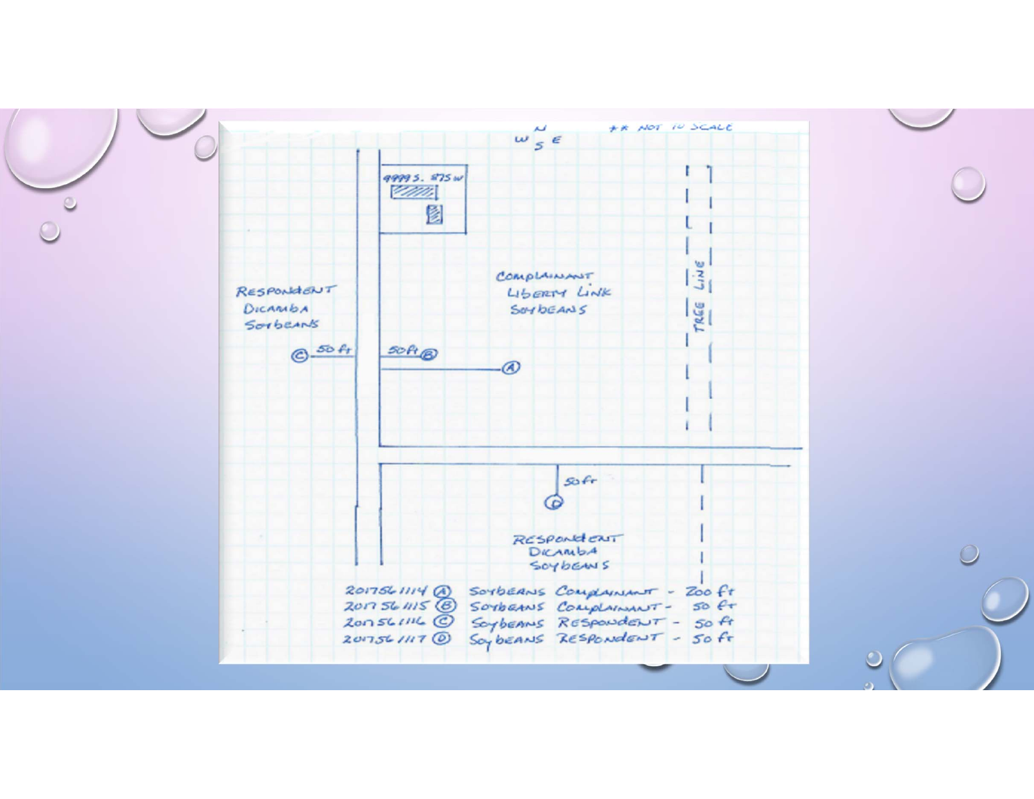N
W S E

** NOT TO SCALE

9999 S. 875 W

RESPONDENT
DICAMBA
SOYBEANS

COMPLAINANT
LIBERTY LINK
SOYBEANS

TREE LINE

Ⓒ 50 ft

50 ft Ⓑ

Ⓐ

50 ft

Ⓓ

RESPONDENT
DICAMBA
SOYBEANS

| | | | |
|---|---|---|---|
| 201756 1114 | Ⓐ | SOYBEANS COMPLAINANT | - 200 ft |
| 201756 1115 | Ⓑ | SOYBEANS COMPLAINANT | - 50 ft |
| 201756 1116 | Ⓒ | Soybeans RESPONDENT | - 50 ft |
| 201756 1117 | Ⓓ | Soybeans RESPONDENT | - 50 ft |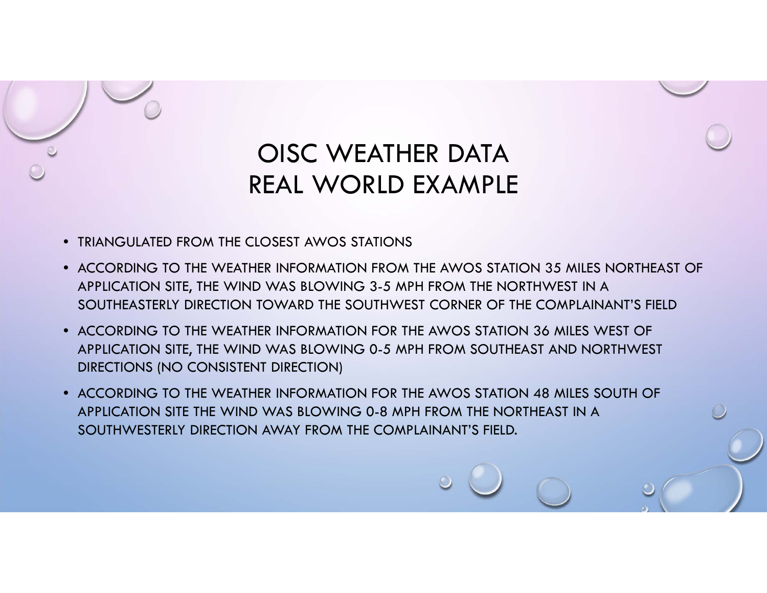# OISC WEATHER DATA
# REAL WORLD EXAMPLE

- TRIANGULATED FROM THE CLOSEST AWOS STATIONS
- ACCORDING TO THE WEATHER INFORMATION FROM THE AWOS STATION 35 MILES NORTHEAST OF APPLICATION SITE, THE WIND WAS BLOWING 3-5 MPH FROM THE NORTHWEST IN A SOUTHEASTERLY DIRECTION TOWARD THE SOUTHWEST CORNER OF THE COMPLAINANT'S FIELD
- ACCORDING TO THE WEATHER INFORMATION FOR THE AWOS STATION 36 MILES WEST OF APPLICATION SITE, THE WIND WAS BLOWING 0-5 MPH FROM SOUTHEAST AND NORTHWEST DIRECTIONS (NO CONSISTENT DIRECTION)
- ACCORDING TO THE WEATHER INFORMATION FOR THE AWOS STATION 48 MILES SOUTH OF APPLICATION SITE THE WIND WAS BLOWING 0-8 MPH FROM THE NORTHEAST IN A SOUTHWESTERLY DIRECTION AWAY FROM THE COMPLAINANT'S FIELD.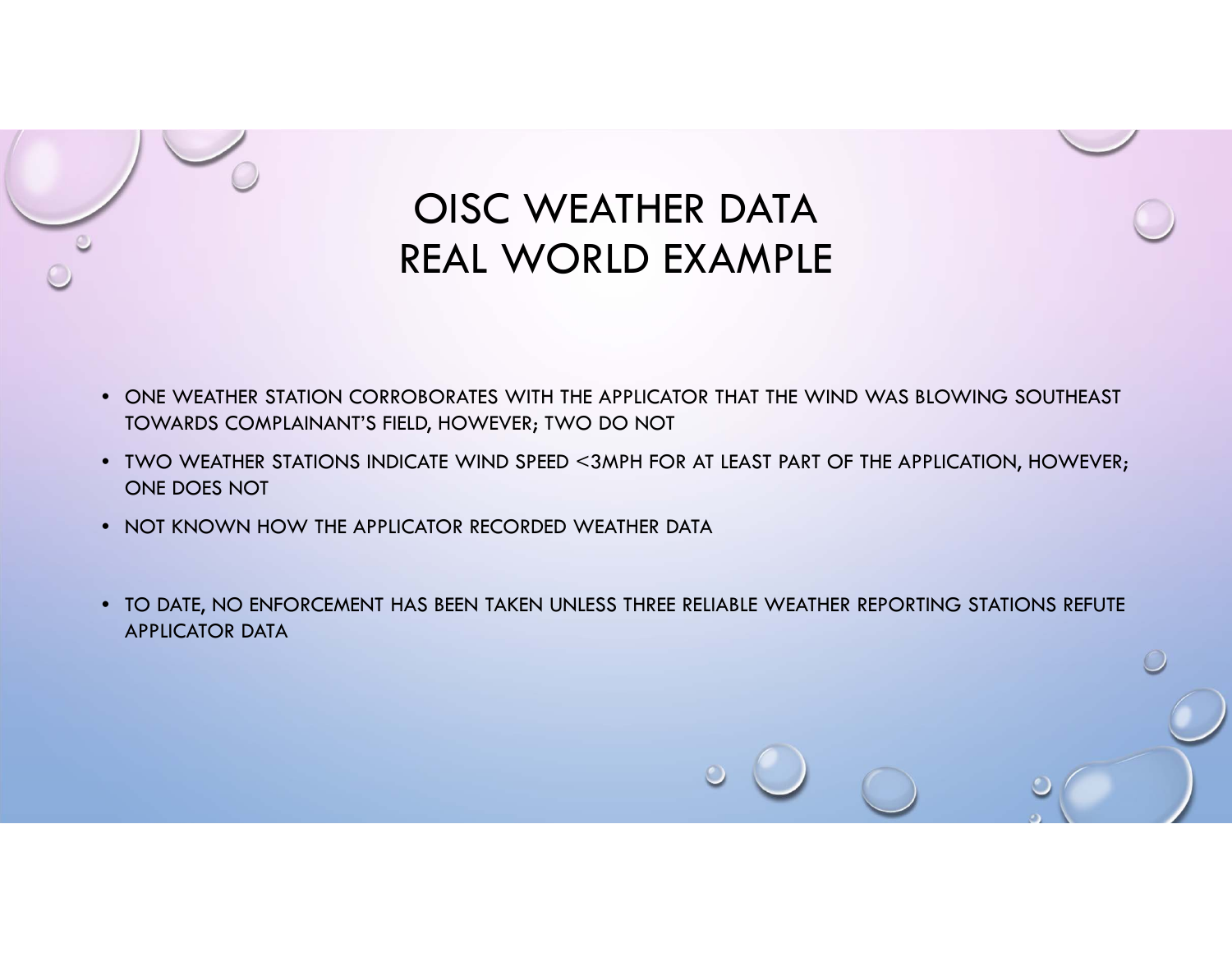# OISC WEATHER DATA
# REAL WORLD EXAMPLE

- ONE WEATHER STATION CORROBORATES WITH THE APPLICATOR THAT THE WIND WAS BLOWING SOUTHEAST TOWARDS COMPLAINANT'S FIELD, HOWEVER; TWO DO NOT
- TWO WEATHER STATIONS INDICATE WIND SPEED <3MPH FOR AT LEAST PART OF THE APPLICATION, HOWEVER; ONE DOES NOT
- NOT KNOWN HOW THE APPLICATOR RECORDED WEATHER DATA

- TO DATE, NO ENFORCEMENT HAS BEEN TAKEN UNLESS THREE RELIABLE WEATHER REPORTING STATIONS REFUTE APPLICATOR DATA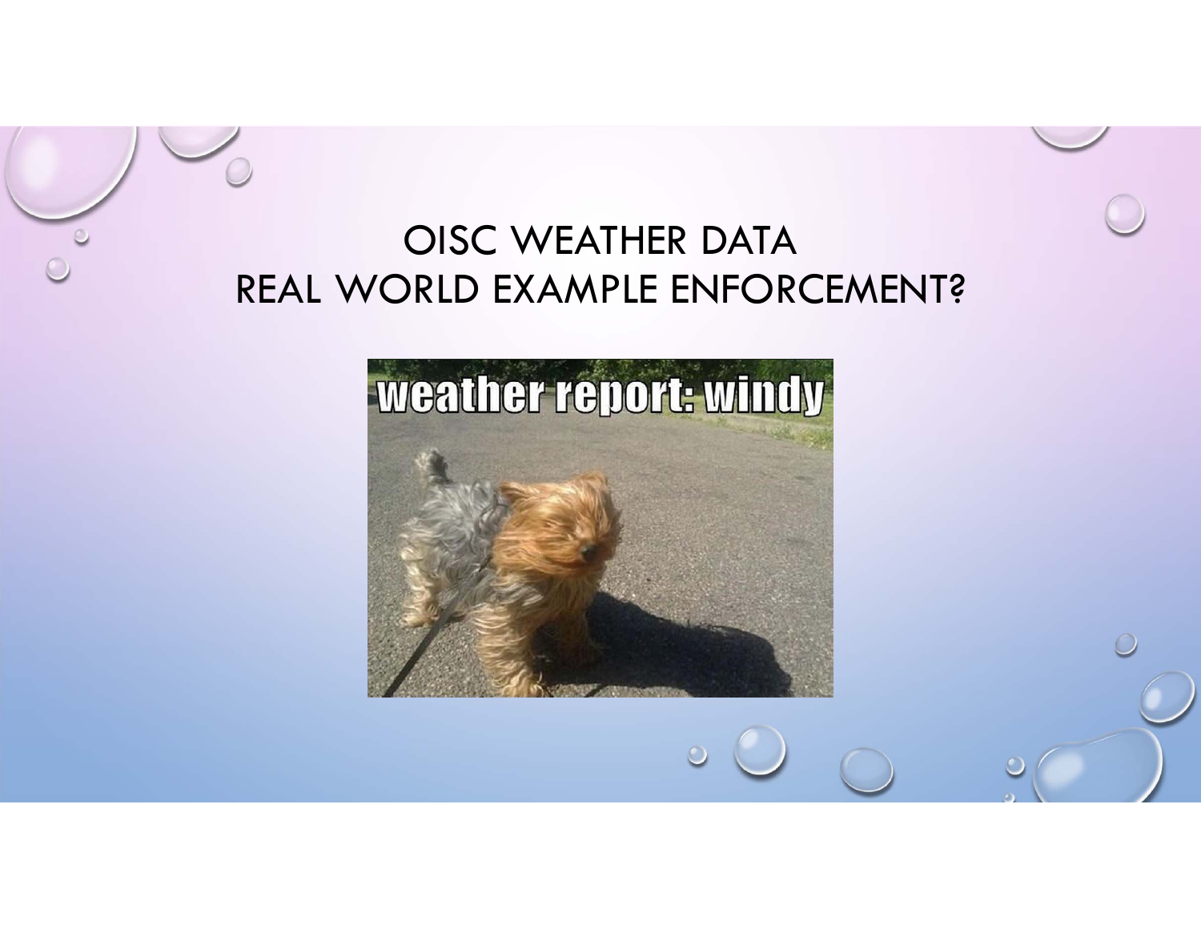# OISC WEATHER DATA
# REAL WORLD EXAMPLE ENFORCEMENT?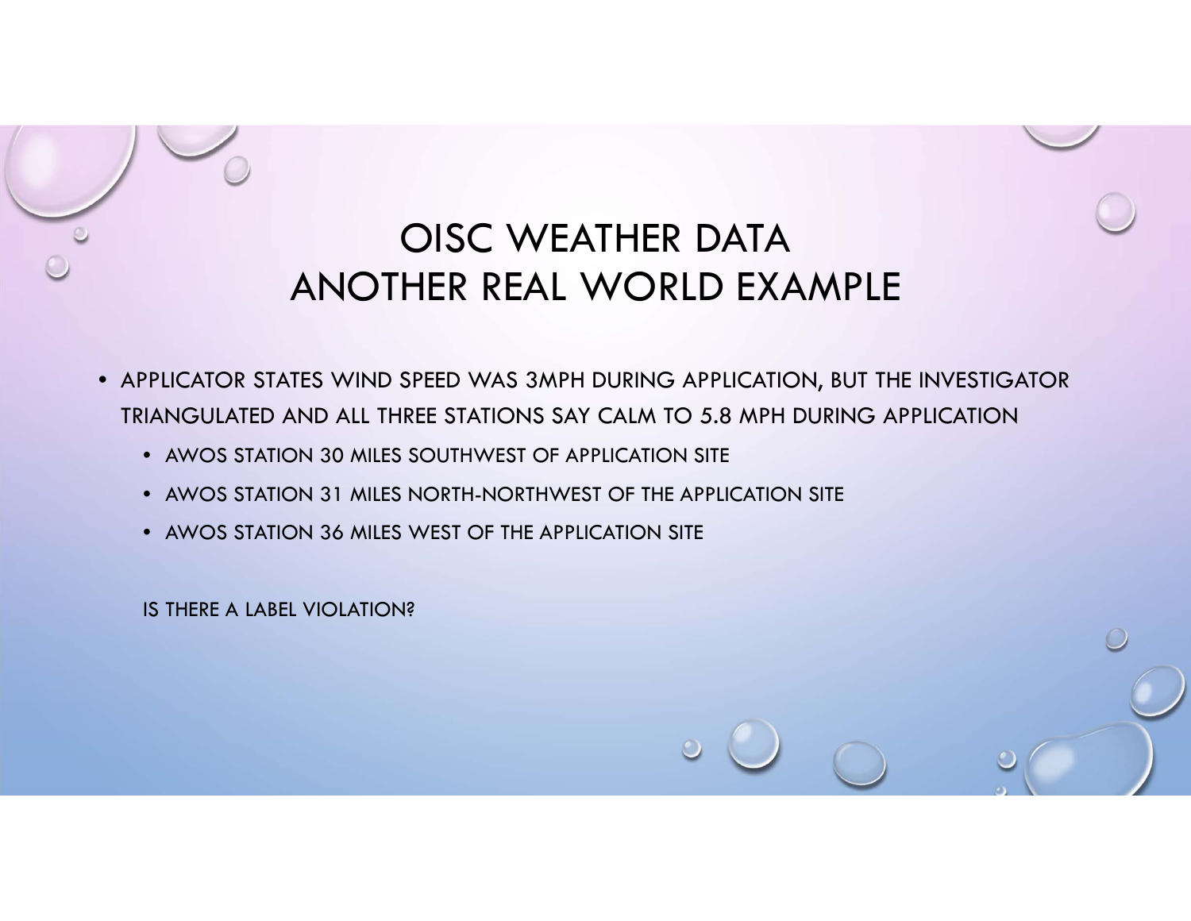# OISC WEATHER DATA
# ANOTHER REAL WORLD EXAMPLE

- APPLICATOR STATES WIND SPEED WAS 3MPH DURING APPLICATION, BUT THE INVESTIGATOR TRIANGULATED AND ALL THREE STATIONS SAY CALM TO 5.8 MPH DURING APPLICATION
  - AWOS STATION 30 MILES SOUTHWEST OF APPLICATION SITE
  - AWOS STATION 31 MILES NORTH-NORTHWEST OF THE APPLICATION SITE
  - AWOS STATION 36 MILES WEST OF THE APPLICATION SITE

IS THERE A LABEL VIOLATION?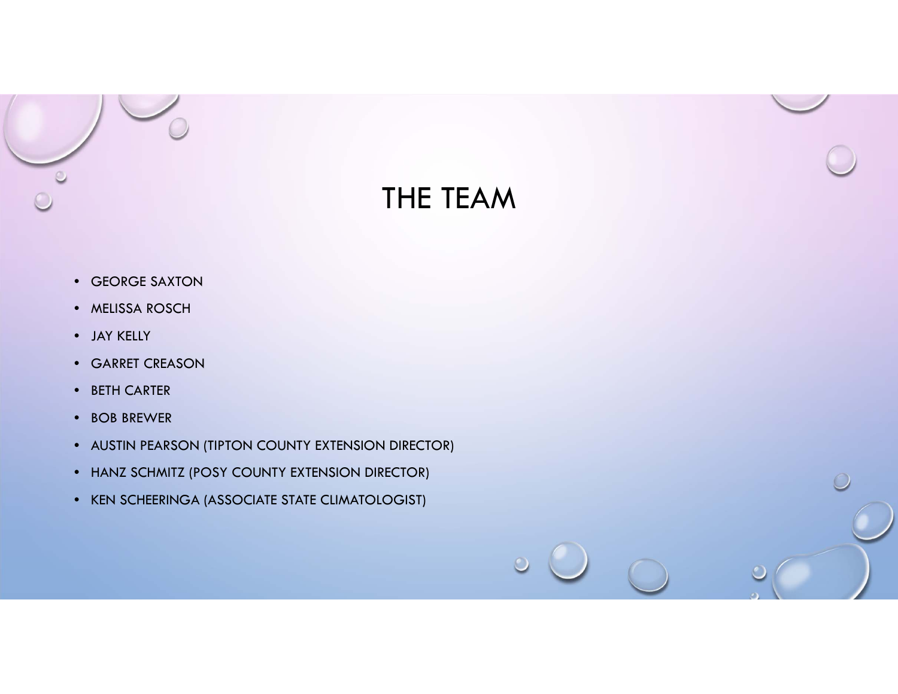# THE TEAM

- GEORGE SAXTON
- MELISSA ROSCH
- JAY KELLY
- GARRET CREASON
- BETH CARTER
- BOB BREWER
- AUSTIN PEARSON (TIPTON COUNTY EXTENSION DIRECTOR)
- HANZ SCHMITZ (POSY COUNTY EXTENSION DIRECTOR)
- KEN SCHEERINGA (ASSOCIATE STATE CLIMATOLOGIST)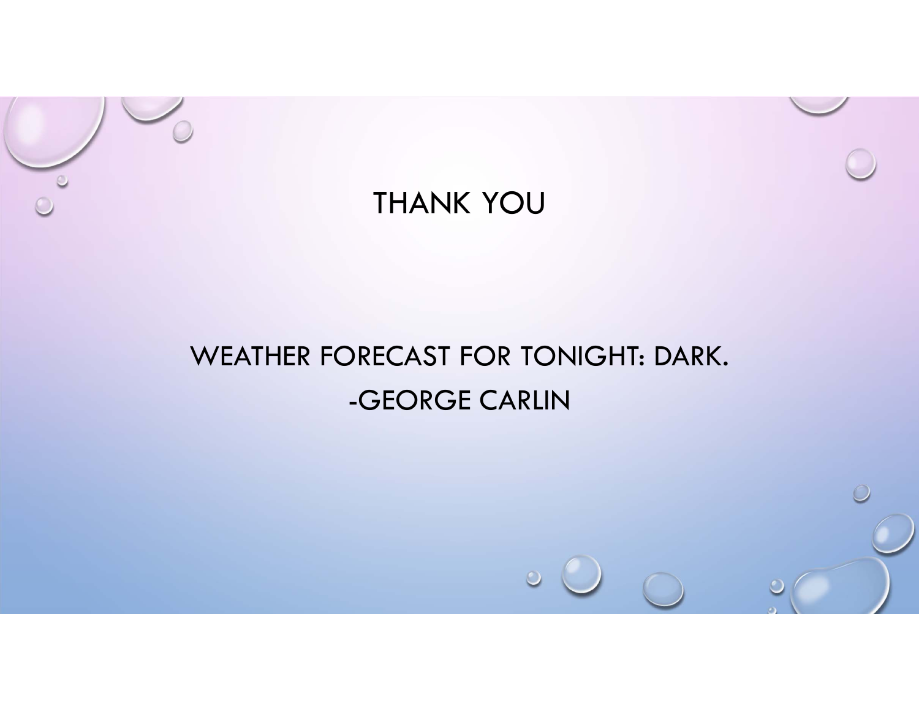# THANK YOU

WEATHER FORECAST FOR TONIGHT: DARK.

-GEORGE CARLIN